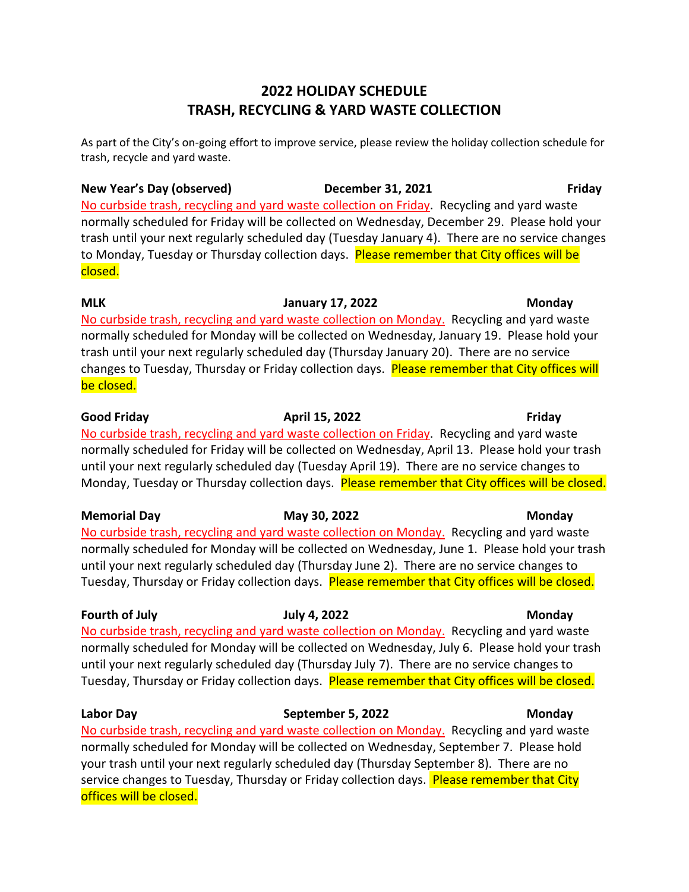# 2022 HOLIDAY SCHEDULE
# TRASH, RECYCLING & YARD WASTE COLLECTION

As part of the City's on-going effort to improve service, please review the holiday collection schedule for trash, recycle and yard waste.

**New Year's Day (observed) December 31, 2021 Friday**

No curbside trash, recycling and yard waste collection on Friday. Recycling and yard waste normally scheduled for Friday will be collected on Wednesday, December 29. Please hold your trash until your next regularly scheduled day (Tuesday January 4). There are no service changes to Monday, Tuesday or Thursday collection days. Please remember that City offices will be closed.

**MLK January 17, 2022 Monday**

No curbside trash, recycling and yard waste collection on Monday. Recycling and yard waste normally scheduled for Monday will be collected on Wednesday, January 19. Please hold your trash until your next regularly scheduled day (Thursday January 20). There are no service changes to Tuesday, Thursday or Friday collection days. Please remember that City offices will be closed.

**Good Friday April 15, 2022 Friday**

No curbside trash, recycling and yard waste collection on Friday. Recycling and yard waste normally scheduled for Friday will be collected on Wednesday, April 13. Please hold your trash until your next regularly scheduled day (Tuesday April 19). There are no service changes to Monday, Tuesday or Thursday collection days. Please remember that City offices will be closed.

**Memorial Day May 30, 2022 Monday**

No curbside trash, recycling and yard waste collection on Monday. Recycling and yard waste normally scheduled for Monday will be collected on Wednesday, June 1. Please hold your trash until your next regularly scheduled day (Thursday June 2). There are no service changes to Tuesday, Thursday or Friday collection days. Please remember that City offices will be closed.

**Fourth of July July 4, 2022 Monday**

No curbside trash, recycling and yard waste collection on Monday. Recycling and yard waste normally scheduled for Monday will be collected on Wednesday, July 6. Please hold your trash until your next regularly scheduled day (Thursday July 7). There are no service changes to Tuesday, Thursday or Friday collection days. Please remember that City offices will be closed.

**Labor Day September 5, 2022 Monday**

No curbside trash, recycling and yard waste collection on Monday. Recycling and yard waste normally scheduled for Monday will be collected on Wednesday, September 7. Please hold your trash until your next regularly scheduled day (Thursday September 8). There are no service changes to Tuesday, Thursday or Friday collection days. Please remember that City offices will be closed.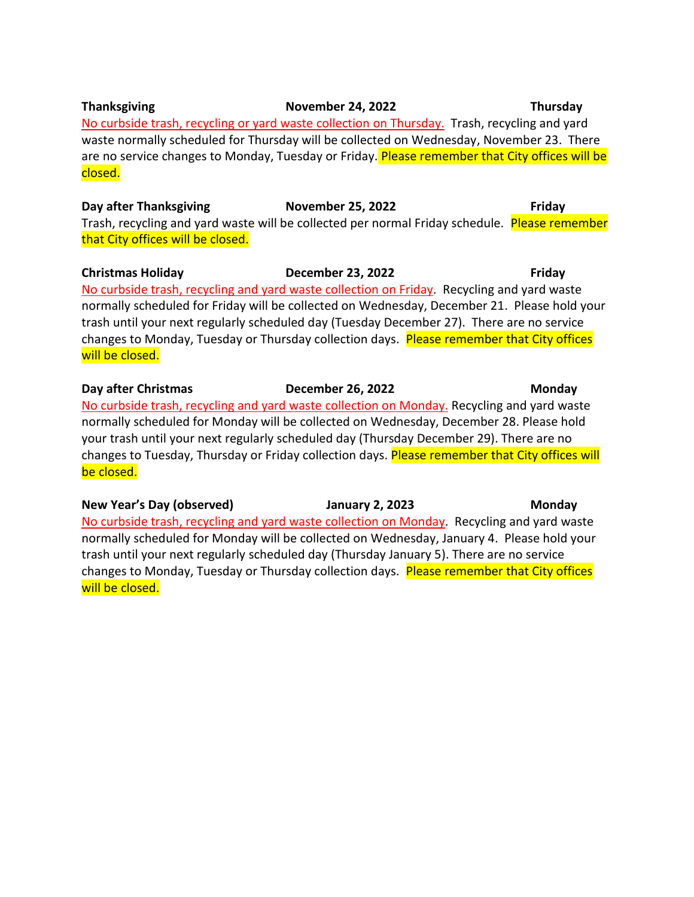**Thanksgiving** **November 24, 2022** **Thursday**

No curbside trash, recycling or yard waste collection on Thursday. Trash, recycling and yard waste normally scheduled for Thursday will be collected on Wednesday, November 23. There are no service changes to Monday, Tuesday or Friday. Please remember that City offices will be closed.

**Day after Thanksgiving** **November 25, 2022** **Friday**

Trash, recycling and yard waste will be collected per normal Friday schedule. Please remember that City offices will be closed.

**Christmas Holiday** **December 23, 2022** **Friday**

No curbside trash, recycling and yard waste collection on Friday. Recycling and yard waste normally scheduled for Friday will be collected on Wednesday, December 21. Please hold your trash until your next regularly scheduled day (Tuesday December 27). There are no service changes to Monday, Tuesday or Thursday collection days. Please remember that City offices will be closed.

**Day after Christmas** **December 26, 2022** **Monday**

No curbside trash, recycling and yard waste collection on Monday. Recycling and yard waste normally scheduled for Monday will be collected on Wednesday, December 28. Please hold your trash until your next regularly scheduled day (Thursday December 29). There are no changes to Tuesday, Thursday or Friday collection days. Please remember that City offices will be closed.

**New Year's Day (observed)** **January 2, 2023** **Monday**

No curbside trash, recycling and yard waste collection on Monday. Recycling and yard waste normally scheduled for Monday will be collected on Wednesday, January 4. Please hold your trash until your next regularly scheduled day (Thursday January 5). There are no service changes to Monday, Tuesday or Thursday collection days. Please remember that City offices will be closed.